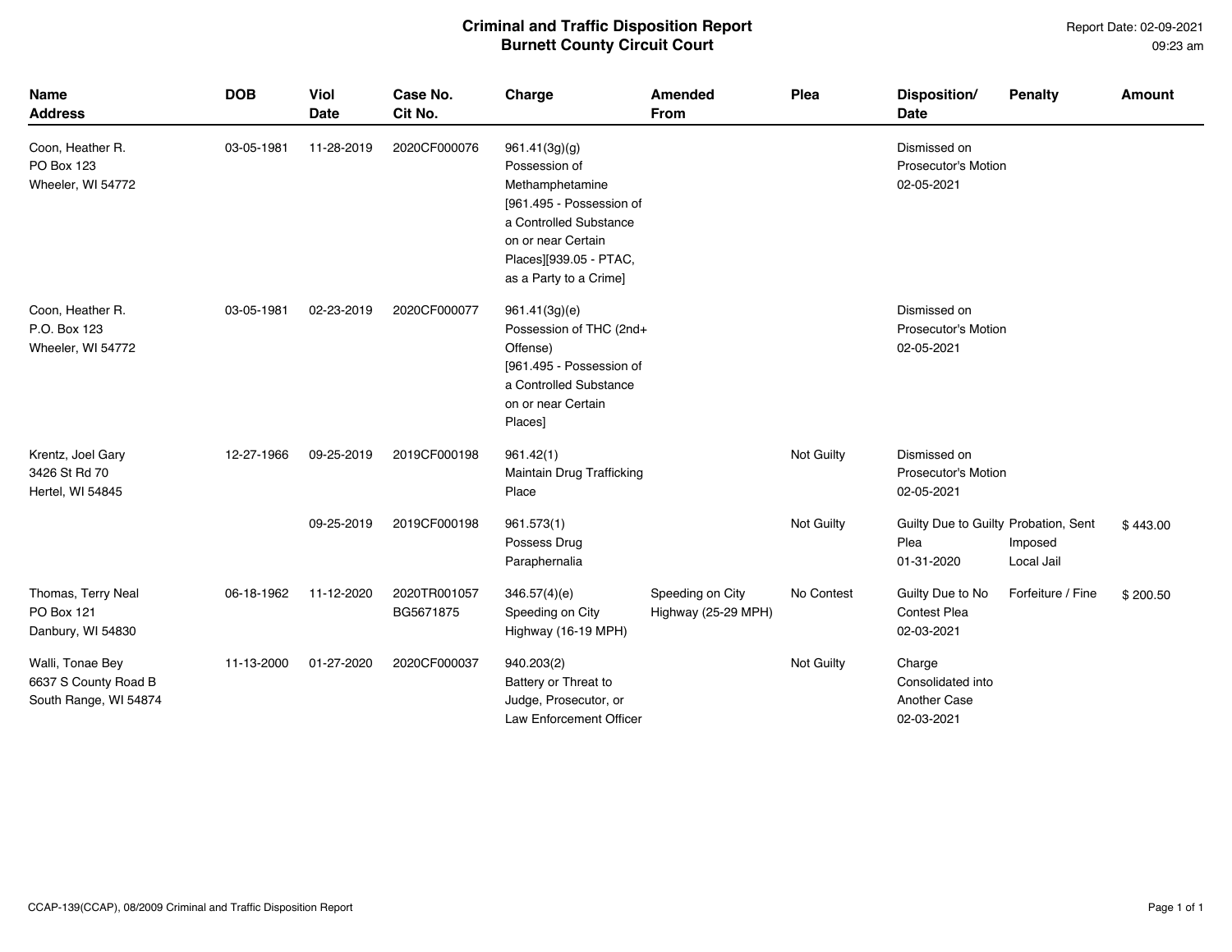# Criminal and Traffic Disposition Report
## Burnett County Circuit Court

Report Date: 02-09-2021
09:23 am

| Name Address | DOB | Viol Date | Case No. Cit No. | Charge | Amended From | Plea | Disposition/ Date | Penalty | Amount |
|---|---|---|---|---|---|---|---|---|---|
| Coon, Heather R. PO Box 123 Wheeler, WI 54772 | 03-05-1981 | 11-28-2019 | 2020CF000076 | 961.41(3g)(g) Possession of Methamphetamine [961.495 - Possession of a Controlled Substance on or near Certain Places][939.05 - PTAC, as a Party to a Crime] | | | Dismissed on Prosecutor's Motion 02-05-2021 | | |
| Coon, Heather R. P.O. Box 123 Wheeler, WI 54772 | 03-05-1981 | 02-23-2019 | 2020CF000077 | 961.41(3g)(e) Possession of THC (2nd+ Offense) [961.495 - Possession of a Controlled Substance on or near Certain Places] | | | Dismissed on Prosecutor's Motion 02-05-2021 | | |
| Krentz, Joel Gary 3426 St Rd 70 Hertel, WI 54845 | 12-27-1966 | 09-25-2019 | 2019CF000198 | 961.42(1) Maintain Drug Trafficking Place | | Not Guilty | Dismissed on Prosecutor's Motion 02-05-2021 | | |
| | | 09-25-2019 | 2019CF000198 | 961.573(1) Possess Drug Paraphernalia | | Not Guilty | Guilty Due to Guilty Plea 01-31-2020 | Probation, Sent Imposed Local Jail | $ 443.00 |
| Thomas, Terry Neal PO Box 121 Danbury, WI 54830 | 06-18-1962 | 11-12-2020 | 2020TR001057 BG5671875 | 346.57(4)(e) Speeding on City Highway (16-19 MPH) | Speeding on City Highway (25-29 MPH) | No Contest | Guilty Due to No Contest Plea 02-03-2021 | Forfeiture / Fine | $ 200.50 |
| Walli, Tonae Bey 6637 S County Road B South Range, WI 54874 | 11-13-2000 | 01-27-2020 | 2020CF000037 | 940.203(2) Battery or Threat to Judge, Prosecutor, or Law Enforcement Officer | | Not Guilty | Charge Consolidated into Another Case 02-03-2021 | | |

CCAP-139(CCAP), 08/2009 Criminal and Traffic Disposition Report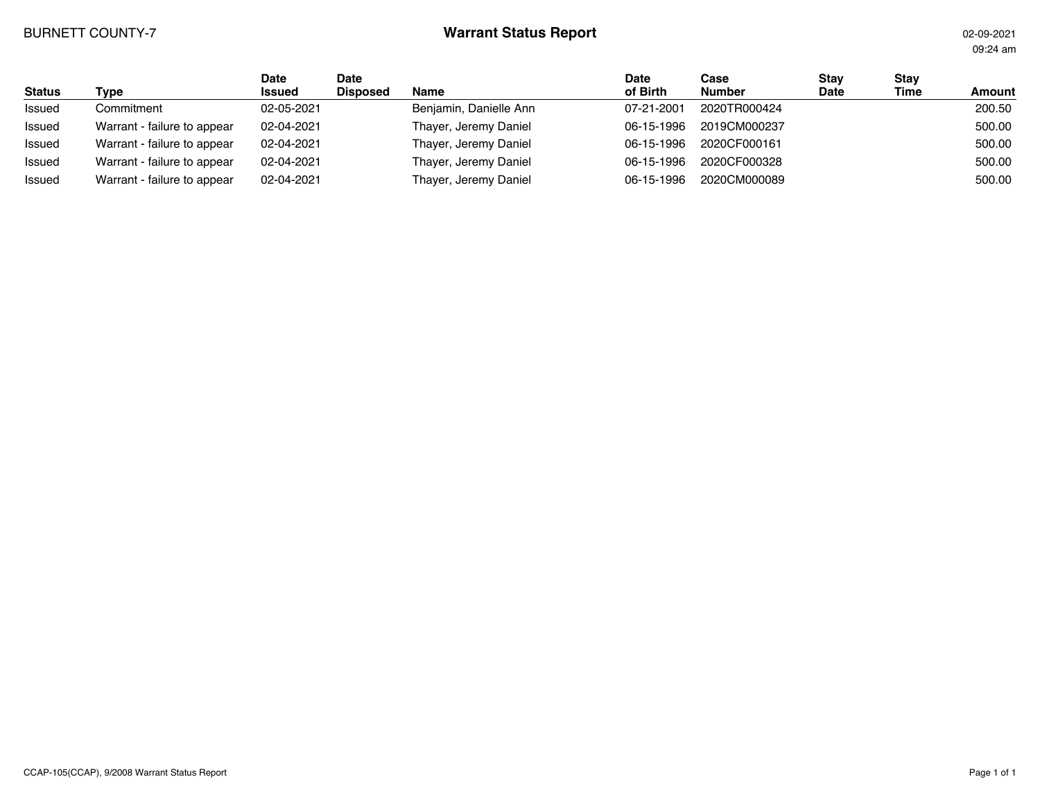BURNETT COUNTY-7

# Warrant Status Report

02-09-2021
09:24 am

| Status | Type | Date Issued | Date Disposed | Name | Date of Birth | Case Number | Stay Date | Stay Time | Amount |
|---|---|---|---|---|---|---|---|---|---|
| Issued | Commitment | 02-05-2021 | | Benjamin, Danielle Ann | 07-21-2001 | 2020TR000424 | | | 200.50 |
| Issued | Warrant - failure to appear | 02-04-2021 | | Thayer, Jeremy Daniel | 06-15-1996 | 2019CM000237 | | | 500.00 |
| Issued | Warrant - failure to appear | 02-04-2021 | | Thayer, Jeremy Daniel | 06-15-1996 | 2020CF000161 | | | 500.00 |
| Issued | Warrant - failure to appear | 02-04-2021 | | Thayer, Jeremy Daniel | 06-15-1996 | 2020CF000328 | | | 500.00 |
| Issued | Warrant - failure to appear | 02-04-2021 | | Thayer, Jeremy Daniel | 06-15-1996 | 2020CM000089 | | | 500.00 |

CCAP-105(CCAP), 9/2008 Warrant Status Report